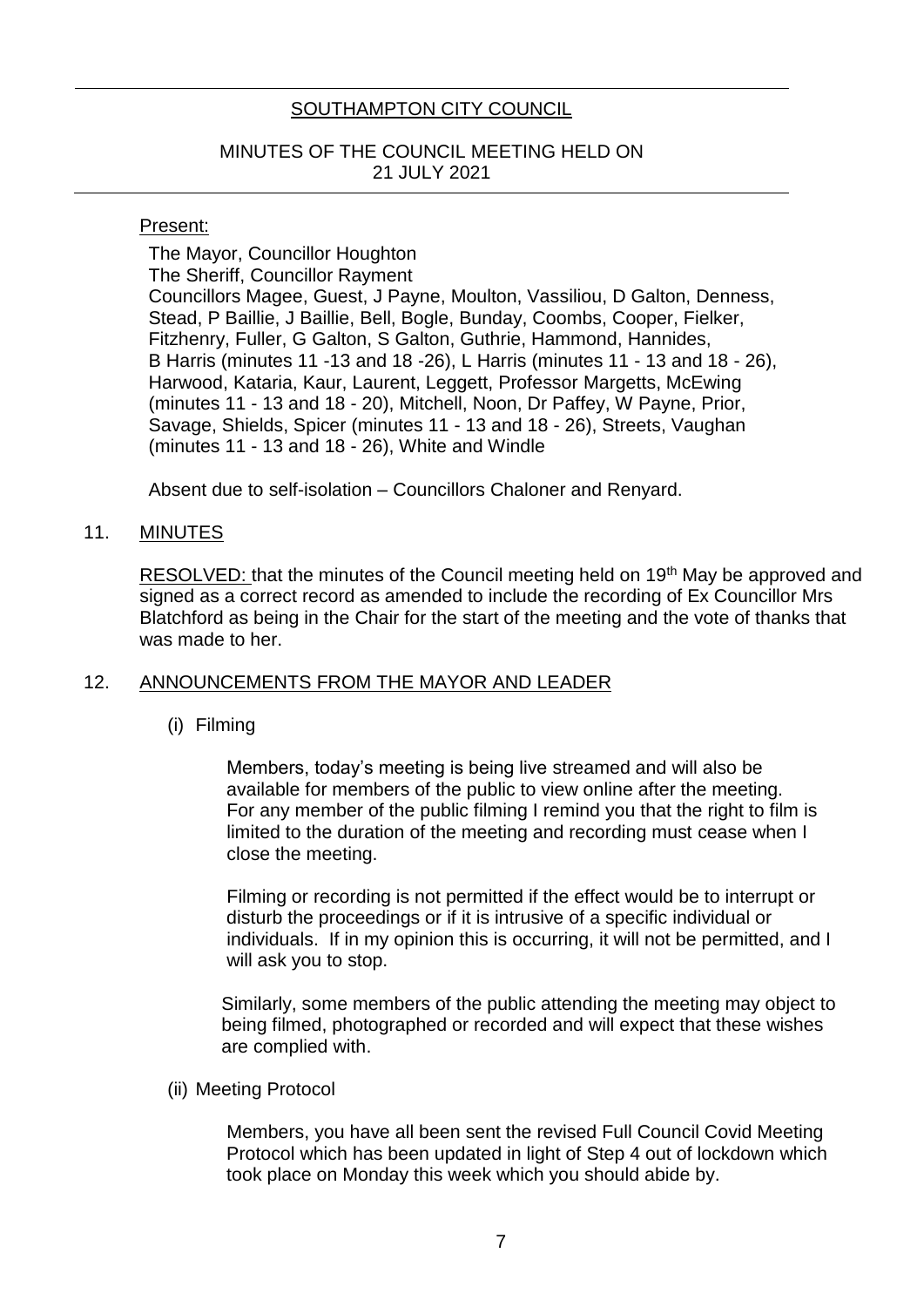# SOUTHAMPTON CITY COUNCIL

## MINUTES OF THE COUNCIL MEETING HELD ON 21 JULY 2021

Present:

The Mayor, Councillor Houghton
The Sheriff, Councillor Rayment
Councillors Magee, Guest, J Payne, Moulton, Vassiliou, D Galton, Denness, Stead, P Baillie, J Baillie, Bell, Bogle, Bunday, Coombs, Cooper, Fielker, Fitzhenry, Fuller, G Galton, S Galton, Guthrie, Hammond, Hannides, B Harris (minutes 11 -13 and 18 -26), L Harris (minutes 11 - 13 and 18 - 26), Harwood, Kataria, Kaur, Laurent, Leggett, Professor Margetts, McEwing (minutes 11 - 13 and 18 - 20), Mitchell, Noon, Dr Paffey, W Payne, Prior, Savage, Shields, Spicer (minutes 11 - 13 and 18 - 26), Streets, Vaughan (minutes 11 - 13 and 18 - 26), White and Windle

Absent due to self-isolation – Councillors Chaloner and Renyard.

### 11. MINUTES

RESOLVED: that the minutes of the Council meeting held on 19th May be approved and signed as a correct record as amended to include the recording of Ex Councillor Mrs Blatchford as being in the Chair for the start of the meeting and the vote of thanks that was made to her.

### 12. ANNOUNCEMENTS FROM THE MAYOR AND LEADER

(i) Filming

Members, today's meeting is being live streamed and will also be available for members of the public to view online after the meeting. For any member of the public filming I remind you that the right to film is limited to the duration of the meeting and recording must cease when I close the meeting.

Filming or recording is not permitted if the effect would be to interrupt or disturb the proceedings or if it is intrusive of a specific individual or individuals. If in my opinion this is occurring, it will not be permitted, and I will ask you to stop.

Similarly, some members of the public attending the meeting may object to being filmed, photographed or recorded and will expect that these wishes are complied with.

(ii) Meeting Protocol

Members, you have all been sent the revised Full Council Covid Meeting Protocol which has been updated in light of Step 4 out of lockdown which took place on Monday this week which you should abide by.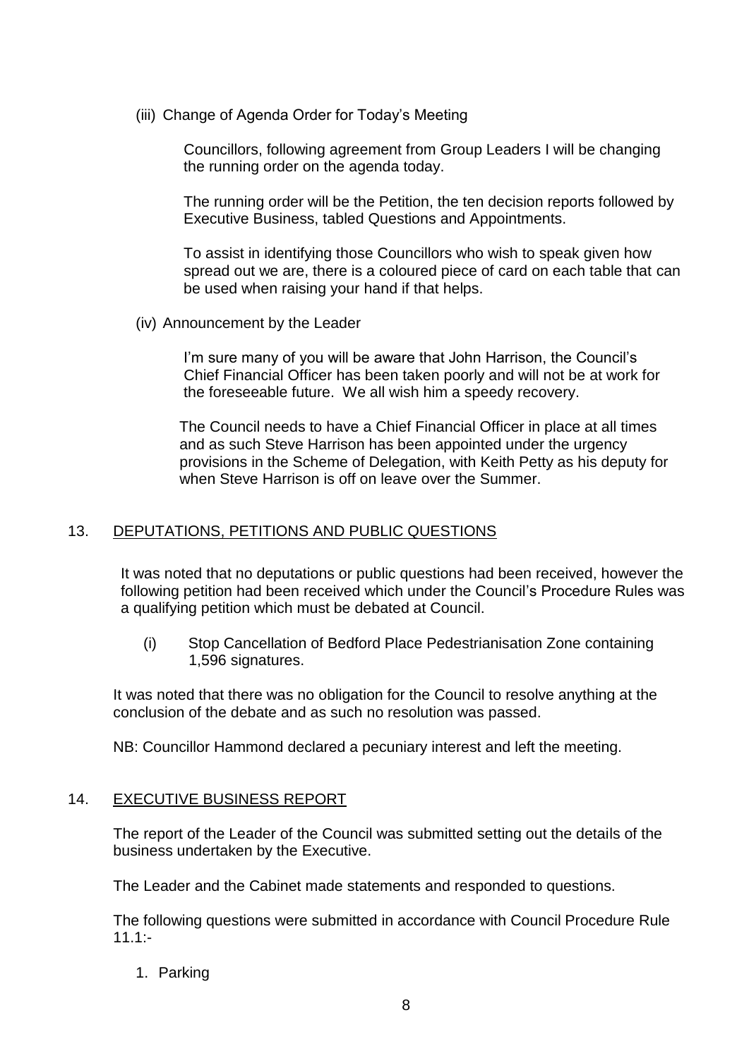(iii) Change of Agenda Order for Today's Meeting

Councillors, following agreement from Group Leaders I will be changing the running order on the agenda today.

The running order will be the Petition, the ten decision reports followed by Executive Business, tabled Questions and Appointments.

To assist in identifying those Councillors who wish to speak given how spread out we are, there is a coloured piece of card on each table that can be used when raising your hand if that helps.

(iv) Announcement by the Leader

I'm sure many of you will be aware that John Harrison, the Council's Chief Financial Officer has been taken poorly and will not be at work for the foreseeable future. We all wish him a speedy recovery.

The Council needs to have a Chief Financial Officer in place at all times and as such Steve Harrison has been appointed under the urgency provisions in the Scheme of Delegation, with Keith Petty as his deputy for when Steve Harrison is off on leave over the Summer.

## 13. DEPUTATIONS, PETITIONS AND PUBLIC QUESTIONS

It was noted that no deputations or public questions had been received, however the following petition had been received which under the Council's Procedure Rules was a qualifying petition which must be debated at Council.

(i) Stop Cancellation of Bedford Place Pedestrianisation Zone containing 1,596 signatures.

It was noted that there was no obligation for the Council to resolve anything at the conclusion of the debate and as such no resolution was passed.

NB: Councillor Hammond declared a pecuniary interest and left the meeting.

## 14. EXECUTIVE BUSINESS REPORT

The report of the Leader of the Council was submitted setting out the details of the business undertaken by the Executive.

The Leader and the Cabinet made statements and responded to questions.

The following questions were submitted in accordance with Council Procedure Rule 11.1:-

1. Parking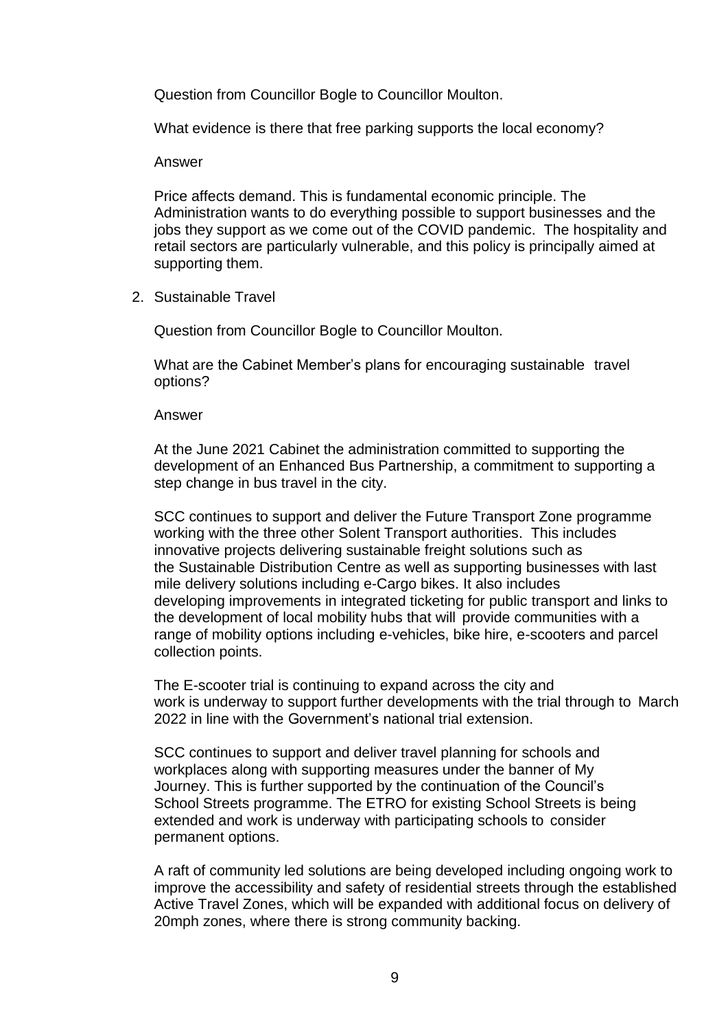Question from Councillor Bogle to Councillor Moulton.

What evidence is there that free parking supports the local economy?

Answer

Price affects demand. This is fundamental economic principle. The Administration wants to do everything possible to support businesses and the jobs they support as we come out of the COVID pandemic. The hospitality and retail sectors are particularly vulnerable, and this policy is principally aimed at supporting them.

2. Sustainable Travel

Question from Councillor Bogle to Councillor Moulton.

What are the Cabinet Member's plans for encouraging sustainable travel options?

Answer

At the June 2021 Cabinet the administration committed to supporting the development of an Enhanced Bus Partnership, a commitment to supporting a step change in bus travel in the city.

SCC continues to support and deliver the Future Transport Zone programme working with the three other Solent Transport authorities. This includes innovative projects delivering sustainable freight solutions such as the Sustainable Distribution Centre as well as supporting businesses with last mile delivery solutions including e-Cargo bikes. It also includes developing improvements in integrated ticketing for public transport and links to the development of local mobility hubs that will provide communities with a range of mobility options including e-vehicles, bike hire, e-scooters and parcel collection points.

The E-scooter trial is continuing to expand across the city and work is underway to support further developments with the trial through to March 2022 in line with the Government's national trial extension.

SCC continues to support and deliver travel planning for schools and workplaces along with supporting measures under the banner of My Journey. This is further supported by the continuation of the Council's School Streets programme. The ETRO for existing School Streets is being extended and work is underway with participating schools to consider permanent options.

A raft of community led solutions are being developed including ongoing work to improve the accessibility and safety of residential streets through the established Active Travel Zones, which will be expanded with additional focus on delivery of 20mph zones, where there is strong community backing.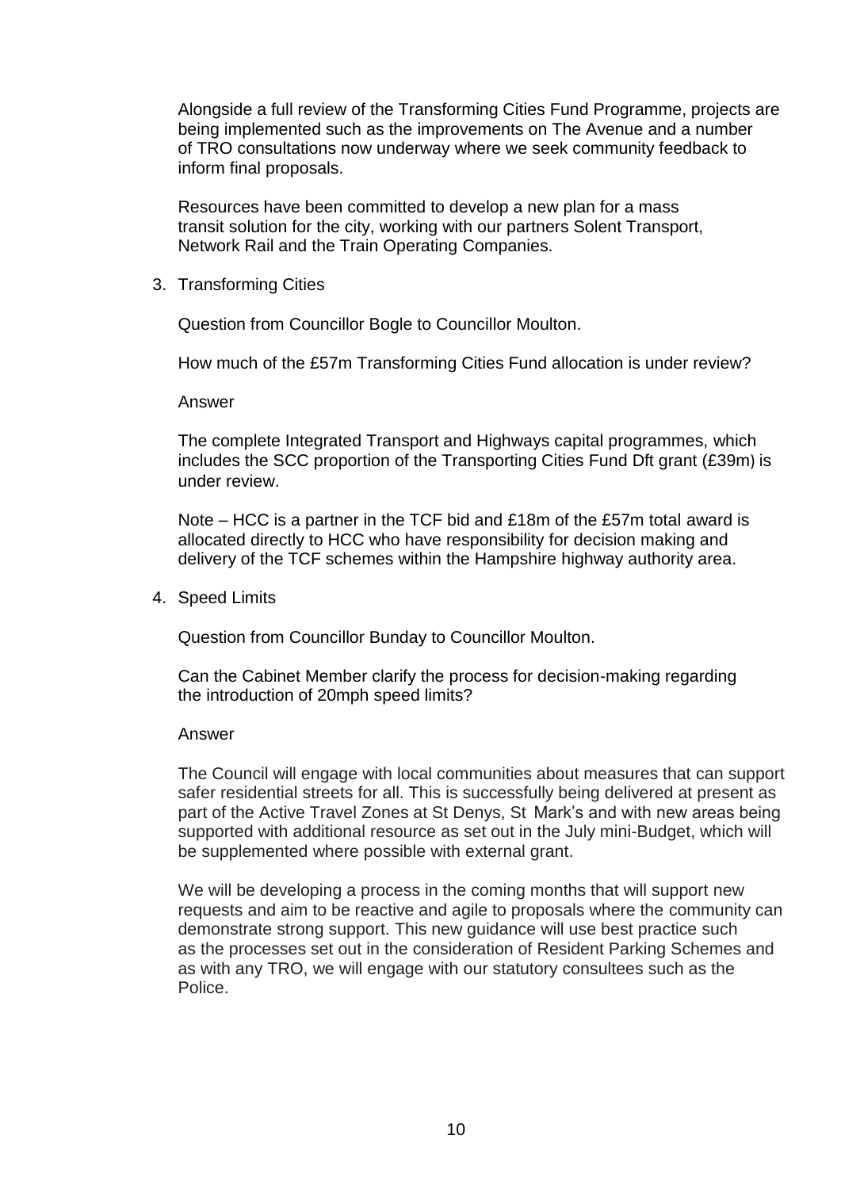Alongside a full review of the Transforming Cities Fund Programme, projects are being implemented such as the improvements on The Avenue and a number of TRO consultations now underway where we seek community feedback to inform final proposals.

Resources have been committed to develop a new plan for a mass transit solution for the city, working with our partners Solent Transport, Network Rail and the Train Operating Companies.

3. Transforming Cities

Question from Councillor Bogle to Councillor Moulton.

How much of the £57m Transforming Cities Fund allocation is under review?

Answer

The complete Integrated Transport and Highways capital programmes, which includes the SCC proportion of the Transporting Cities Fund Dft grant (£39m) is under review.

Note – HCC is a partner in the TCF bid and £18m of the £57m total award is allocated directly to HCC who have responsibility for decision making and delivery of the TCF schemes within the Hampshire highway authority area.

4. Speed Limits

Question from Councillor Bunday to Councillor Moulton.

Can the Cabinet Member clarify the process for decision-making regarding the introduction of 20mph speed limits?

Answer

The Council will engage with local communities about measures that can support safer residential streets for all. This is successfully being delivered at present as part of the Active Travel Zones at St Denys, St Mark's and with new areas being supported with additional resource as set out in the July mini-Budget, which will be supplemented where possible with external grant.

We will be developing a process in the coming months that will support new requests and aim to be reactive and agile to proposals where the community can demonstrate strong support. This new guidance will use best practice such as the processes set out in the consideration of Resident Parking Schemes and as with any TRO, we will engage with our statutory consultees such as the Police.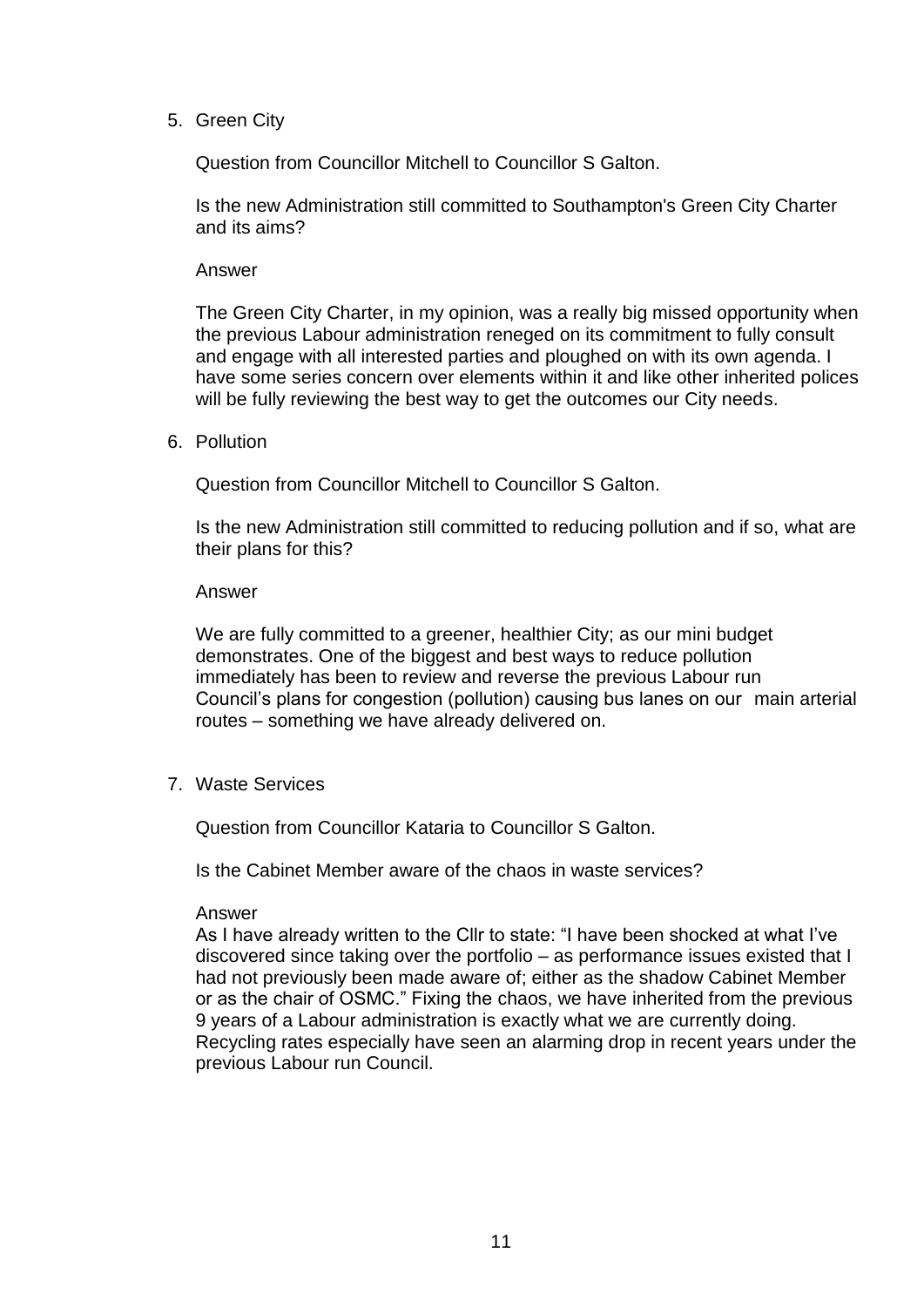5. Green City

   Question from Councillor Mitchell to Councillor S Galton.

   Is the new Administration still committed to Southampton's Green City Charter and its aims?

   Answer

   The Green City Charter, in my opinion, was a really big missed opportunity when the previous Labour administration reneged on its commitment to fully consult and engage with all interested parties and ploughed on with its own agenda. I have some series concern over elements within it and like other inherited polices will be fully reviewing the best way to get the outcomes our City needs.

6. Pollution

   Question from Councillor Mitchell to Councillor S Galton.

   Is the new Administration still committed to reducing pollution and if so, what are their plans for this?

   Answer

   We are fully committed to a greener, healthier City; as our mini budget demonstrates. One of the biggest and best ways to reduce pollution immediately has been to review and reverse the previous Labour run Council's plans for congestion (pollution) causing bus lanes on our main arterial routes – something we have already delivered on.

7. Waste Services

   Question from Councillor Kataria to Councillor S Galton.

   Is the Cabinet Member aware of the chaos in waste services?

   Answer
   As I have already written to the Cllr to state: "I have been shocked at what I've discovered since taking over the portfolio – as performance issues existed that I had not previously been made aware of; either as the shadow Cabinet Member or as the chair of OSMC." Fixing the chaos, we have inherited from the previous 9 years of a Labour administration is exactly what we are currently doing. Recycling rates especially have seen an alarming drop in recent years under the previous Labour run Council.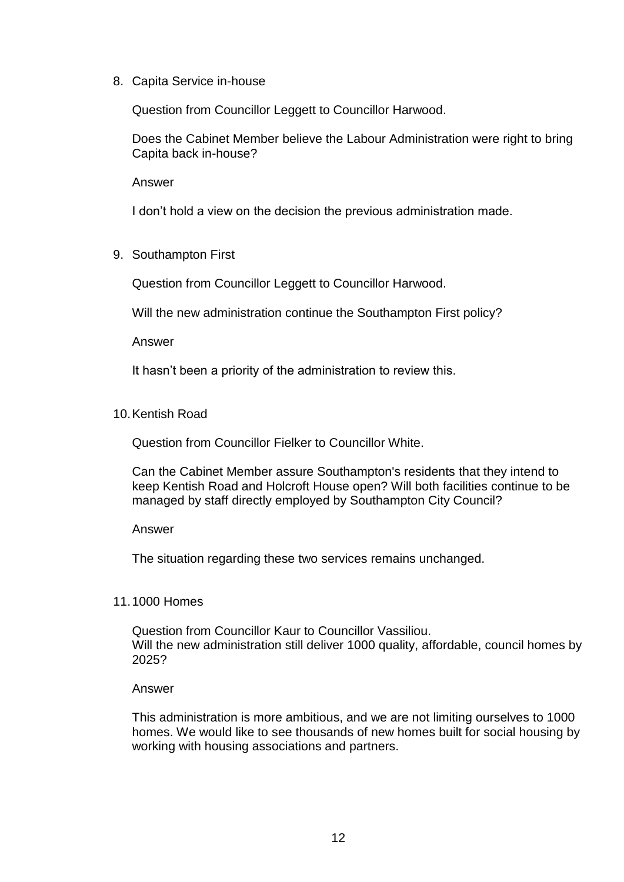8. Capita Service in-house

   Question from Councillor Leggett to Councillor Harwood.

   Does the Cabinet Member believe the Labour Administration were right to bring Capita back in-house?

   Answer

   I don't hold a view on the decision the previous administration made.

9. Southampton First

   Question from Councillor Leggett to Councillor Harwood.

   Will the new administration continue the Southampton First policy?

   Answer

   It hasn't been a priority of the administration to review this.

10. Kentish Road

    Question from Councillor Fielker to Councillor White.

    Can the Cabinet Member assure Southampton's residents that they intend to keep Kentish Road and Holcroft House open? Will both facilities continue to be managed by staff directly employed by Southampton City Council?

    Answer

    The situation regarding these two services remains unchanged.

11. 1000 Homes

    Question from Councillor Kaur to Councillor Vassiliou.
    Will the new administration still deliver 1000 quality, affordable, council homes by 2025?

    Answer

    This administration is more ambitious, and we are not limiting ourselves to 1000 homes. We would like to see thousands of new homes built for social housing by working with housing associations and partners.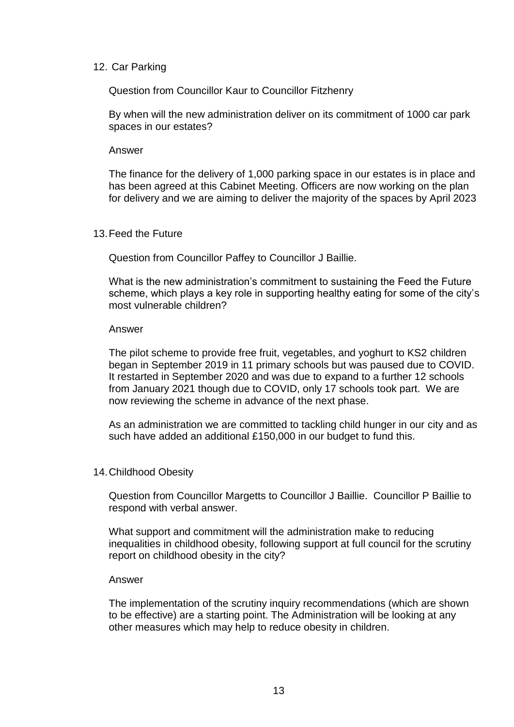12. Car Parking

Question from Councillor Kaur to Councillor Fitzhenry

By when will the new administration deliver on its commitment of 1000 car park spaces in our estates?

Answer

The finance for the delivery of 1,000 parking space in our estates is in place and has been agreed at this Cabinet Meeting. Officers are now working on the plan for delivery and we are aiming to deliver the majority of the spaces by April 2023

13. Feed the Future

Question from Councillor Paffey to Councillor J Baillie.

What is the new administration's commitment to sustaining the Feed the Future scheme, which plays a key role in supporting healthy eating for some of the city's most vulnerable children?

Answer

The pilot scheme to provide free fruit, vegetables, and yoghurt to KS2 children began in September 2019 in 11 primary schools but was paused due to COVID. It restarted in September 2020 and was due to expand to a further 12 schools from January 2021 though due to COVID, only 17 schools took part. We are now reviewing the scheme in advance of the next phase.

As an administration we are committed to tackling child hunger in our city and as such have added an additional £150,000 in our budget to fund this.

14. Childhood Obesity

Question from Councillor Margetts to Councillor J Baillie. Councillor P Baillie to respond with verbal answer.

What support and commitment will the administration make to reducing inequalities in childhood obesity, following support at full council for the scrutiny report on childhood obesity in the city?

Answer

The implementation of the scrutiny inquiry recommendations (which are shown to be effective) are a starting point. The Administration will be looking at any other measures which may help to reduce obesity in children.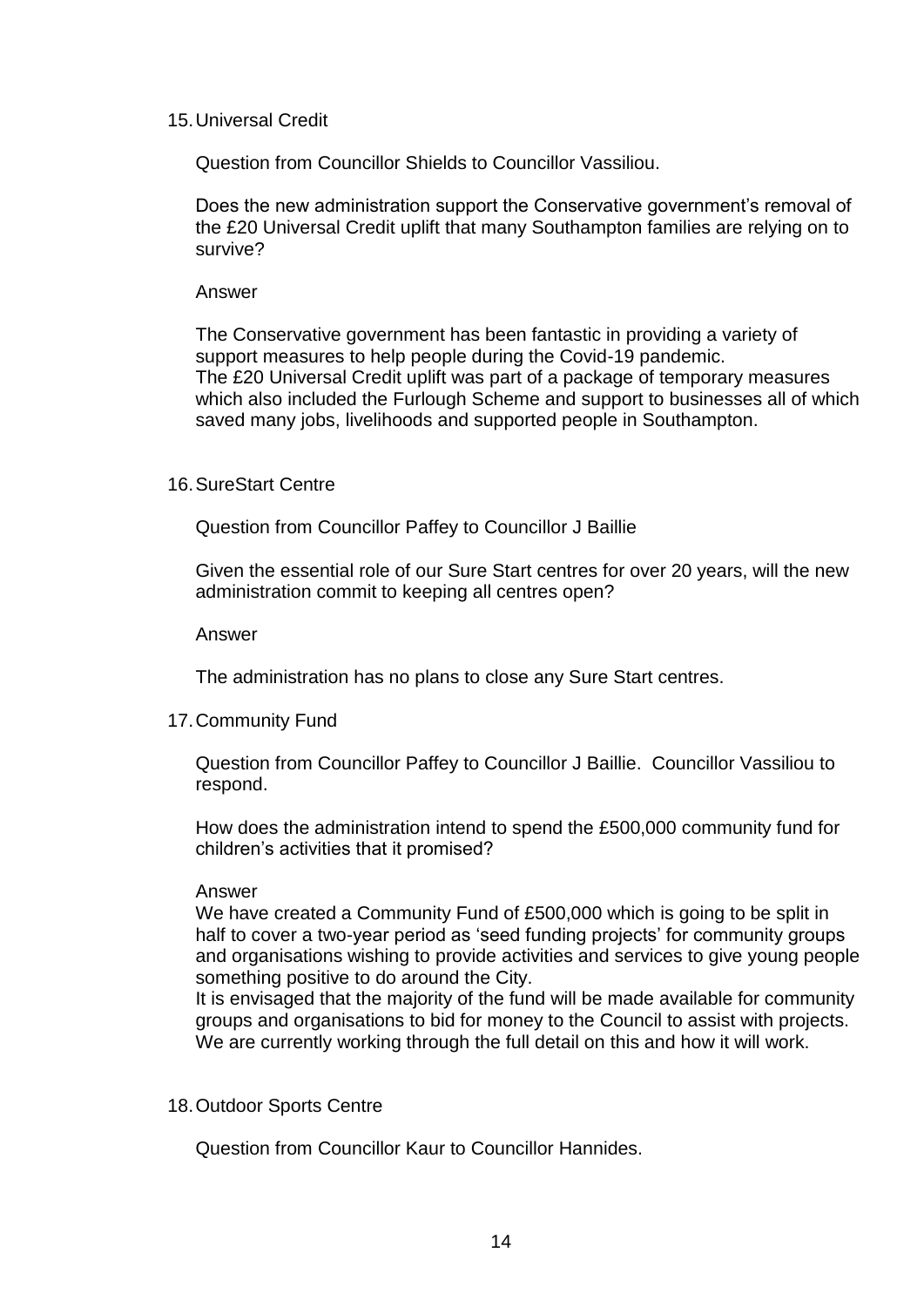15. Universal Credit

    Question from Councillor Shields to Councillor Vassiliou.

    Does the new administration support the Conservative government's removal of the £20 Universal Credit uplift that many Southampton families are relying on to survive?

    Answer

    The Conservative government has been fantastic in providing a variety of support measures to help people during the Covid-19 pandemic.
    The £20 Universal Credit uplift was part of a package of temporary measures which also included the Furlough Scheme and support to businesses all of which saved many jobs, livelihoods and supported people in Southampton.

16. SureStart Centre

    Question from Councillor Paffey to Councillor J Baillie

    Given the essential role of our Sure Start centres for over 20 years, will the new administration commit to keeping all centres open?

    Answer

    The administration has no plans to close any Sure Start centres.

17. Community Fund

    Question from Councillor Paffey to Councillor J Baillie. Councillor Vassiliou to respond.

    How does the administration intend to spend the £500,000 community fund for children's activities that it promised?

    Answer
    We have created a Community Fund of £500,000 which is going to be split in half to cover a two-year period as 'seed funding projects' for community groups and organisations wishing to provide activities and services to give young people something positive to do around the City.
    It is envisaged that the majority of the fund will be made available for community groups and organisations to bid for money to the Council to assist with projects. We are currently working through the full detail on this and how it will work.

18. Outdoor Sports Centre

    Question from Councillor Kaur to Councillor Hannides.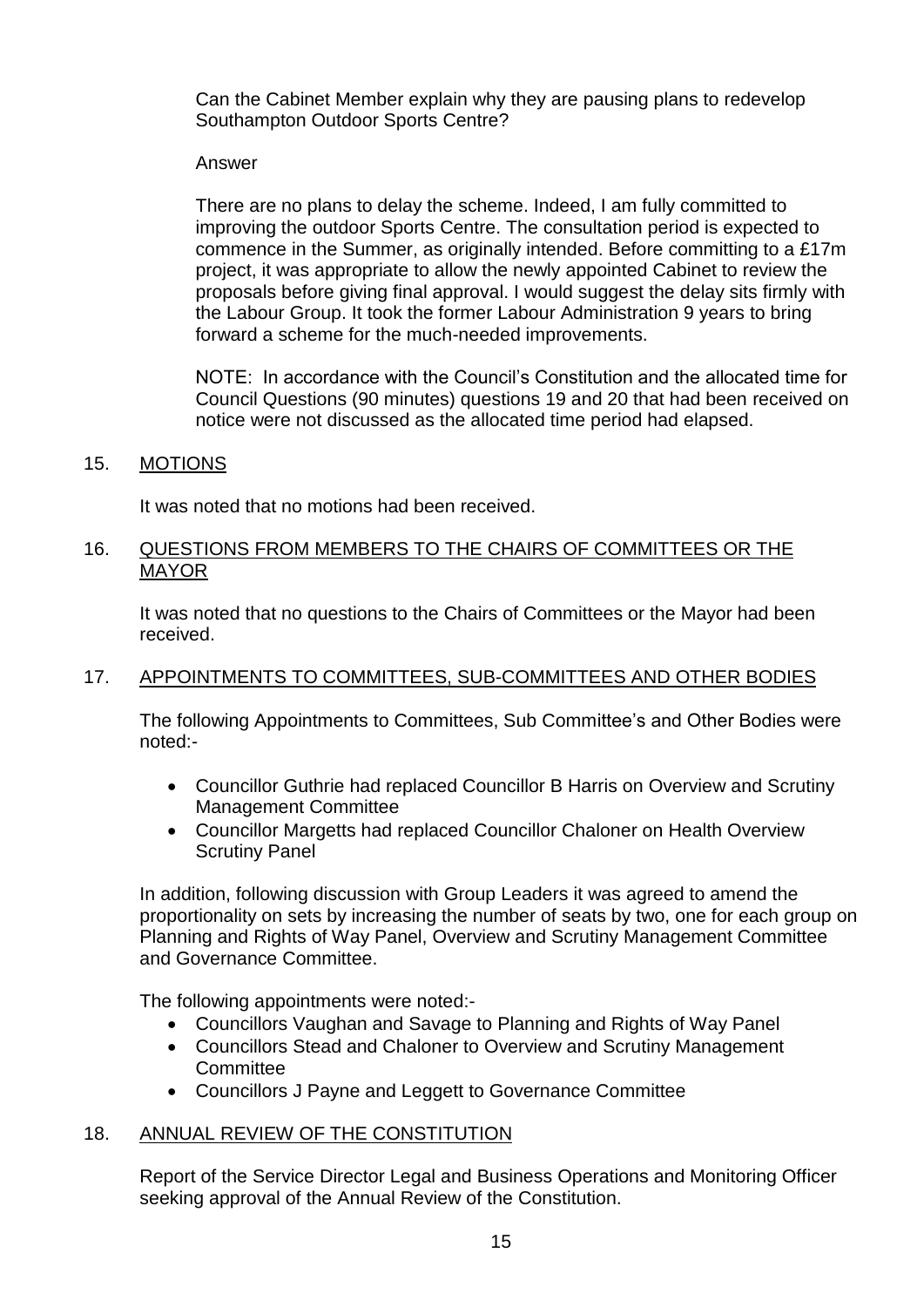Can the Cabinet Member explain why they are pausing plans to redevelop Southampton Outdoor Sports Centre?

Answer

There are no plans to delay the scheme. Indeed, I am fully committed to improving the outdoor Sports Centre. The consultation period is expected to commence in the Summer, as originally intended. Before committing to a £17m project, it was appropriate to allow the newly appointed Cabinet to review the proposals before giving final approval. I would suggest the delay sits firmly with the Labour Group. It took the former Labour Administration 9 years to bring forward a scheme for the much-needed improvements.

NOTE: In accordance with the Council's Constitution and the allocated time for Council Questions (90 minutes) questions 19 and 20 that had been received on notice were not discussed as the allocated time period had elapsed.

## 15. MOTIONS

It was noted that no motions had been received.

## 16. QUESTIONS FROM MEMBERS TO THE CHAIRS OF COMMITTEES OR THE MAYOR

It was noted that no questions to the Chairs of Committees or the Mayor had been received.

## 17. APPOINTMENTS TO COMMITTEES, SUB-COMMITTEES AND OTHER BODIES

The following Appointments to Committees, Sub Committee's and Other Bodies were noted:-

- Councillor Guthrie had replaced Councillor B Harris on Overview and Scrutiny Management Committee
- Councillor Margetts had replaced Councillor Chaloner on Health Overview Scrutiny Panel

In addition, following discussion with Group Leaders it was agreed to amend the proportionality on sets by increasing the number of seats by two, one for each group on Planning and Rights of Way Panel, Overview and Scrutiny Management Committee and Governance Committee.

The following appointments were noted:-

- Councillors Vaughan and Savage to Planning and Rights of Way Panel
- Councillors Stead and Chaloner to Overview and Scrutiny Management Committee
- Councillors J Payne and Leggett to Governance Committee

## 18. ANNUAL REVIEW OF THE CONSTITUTION

Report of the Service Director Legal and Business Operations and Monitoring Officer seeking approval of the Annual Review of the Constitution.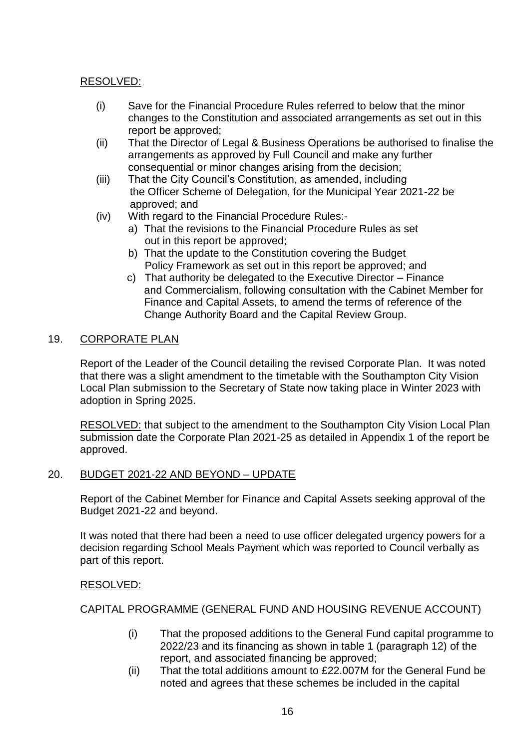RESOLVED:

- (i) Save for the Financial Procedure Rules referred to below that the minor changes to the Constitution and associated arrangements as set out in this report be approved;
- (ii) That the Director of Legal & Business Operations be authorised to finalise the arrangements as approved by Full Council and make any further consequential or minor changes arising from the decision;
- (iii) That the City Council's Constitution, as amended, including the Officer Scheme of Delegation, for the Municipal Year 2021-22 be approved; and
- (iv) With regard to the Financial Procedure Rules:-
  - a) That the revisions to the Financial Procedure Rules as set out in this report be approved;
  - b) That the update to the Constitution covering the Budget Policy Framework as set out in this report be approved; and
  - c) That authority be delegated to the Executive Director – Finance and Commercialism, following consultation with the Cabinet Member for Finance and Capital Assets, to amend the terms of reference of the Change Authority Board and the Capital Review Group.

## 19. CORPORATE PLAN

Report of the Leader of the Council detailing the revised Corporate Plan. It was noted that there was a slight amendment to the timetable with the Southampton City Vision Local Plan submission to the Secretary of State now taking place in Winter 2023 with adoption in Spring 2025.

RESOLVED: that subject to the amendment to the Southampton City Vision Local Plan submission date the Corporate Plan 2021-25 as detailed in Appendix 1 of the report be approved.

## 20. BUDGET 2021-22 AND BEYOND – UPDATE

Report of the Cabinet Member for Finance and Capital Assets seeking approval of the Budget 2021-22 and beyond.

It was noted that there had been a need to use officer delegated urgency powers for a decision regarding School Meals Payment which was reported to Council verbally as part of this report.

RESOLVED:

CAPITAL PROGRAMME (GENERAL FUND AND HOUSING REVENUE ACCOUNT)

- (i) That the proposed additions to the General Fund capital programme to 2022/23 and its financing as shown in table 1 (paragraph 12) of the report, and associated financing be approved;
- (ii) That the total additions amount to £22.007M for the General Fund be noted and agrees that these schemes be included in the capital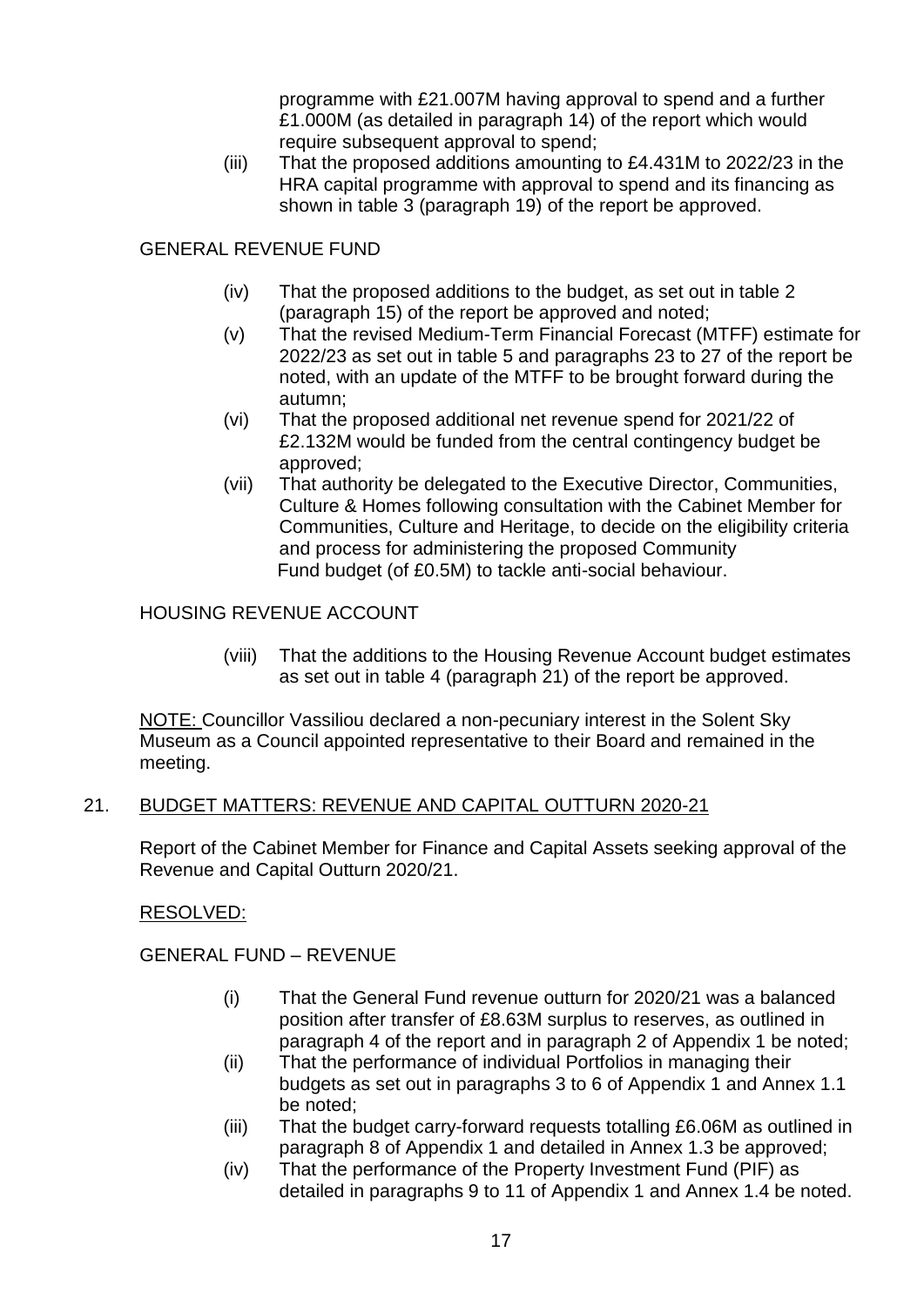programme with £21.007M having approval to spend and a further £1.000M (as detailed in paragraph 14) of the report which would require subsequent approval to spend;

(iii) That the proposed additions amounting to £4.431M to 2022/23 in the HRA capital programme with approval to spend and its financing as shown in table 3 (paragraph 19) of the report be approved.

GENERAL REVENUE FUND

(iv) That the proposed additions to the budget, as set out in table 2 (paragraph 15) of the report be approved and noted;

(v) That the revised Medium-Term Financial Forecast (MTFF) estimate for 2022/23 as set out in table 5 and paragraphs 23 to 27 of the report be noted, with an update of the MTFF to be brought forward during the autumn;

(vi) That the proposed additional net revenue spend for 2021/22 of £2.132M would be funded from the central contingency budget be approved;

(vii) That authority be delegated to the Executive Director, Communities, Culture & Homes following consultation with the Cabinet Member for Communities, Culture and Heritage, to decide on the eligibility criteria and process for administering the proposed Community Fund budget (of £0.5M) to tackle anti-social behaviour.

HOUSING REVENUE ACCOUNT

(viii) That the additions to the Housing Revenue Account budget estimates as set out in table 4 (paragraph 21) of the report be approved.

<u>NOTE:</u> Councillor Vassiliou declared a non-pecuniary interest in the Solent Sky Museum as a Council appointed representative to their Board and remained in the meeting.

## 21. <u>BUDGET MATTERS: REVENUE AND CAPITAL OUTTURN 2020-21</u>

Report of the Cabinet Member for Finance and Capital Assets seeking approval of the Revenue and Capital Outturn 2020/21.

<u>RESOLVED:</u>

GENERAL FUND – REVENUE

(i) That the General Fund revenue outturn for 2020/21 was a balanced position after transfer of £8.63M surplus to reserves, as outlined in paragraph 4 of the report and in paragraph 2 of Appendix 1 be noted;

(ii) That the performance of individual Portfolios in managing their budgets as set out in paragraphs 3 to 6 of Appendix 1 and Annex 1.1 be noted;

(iii) That the budget carry-forward requests totalling £6.06M as outlined in paragraph 8 of Appendix 1 and detailed in Annex 1.3 be approved;

(iv) That the performance of the Property Investment Fund (PIF) as detailed in paragraphs 9 to 11 of Appendix 1 and Annex 1.4 be noted.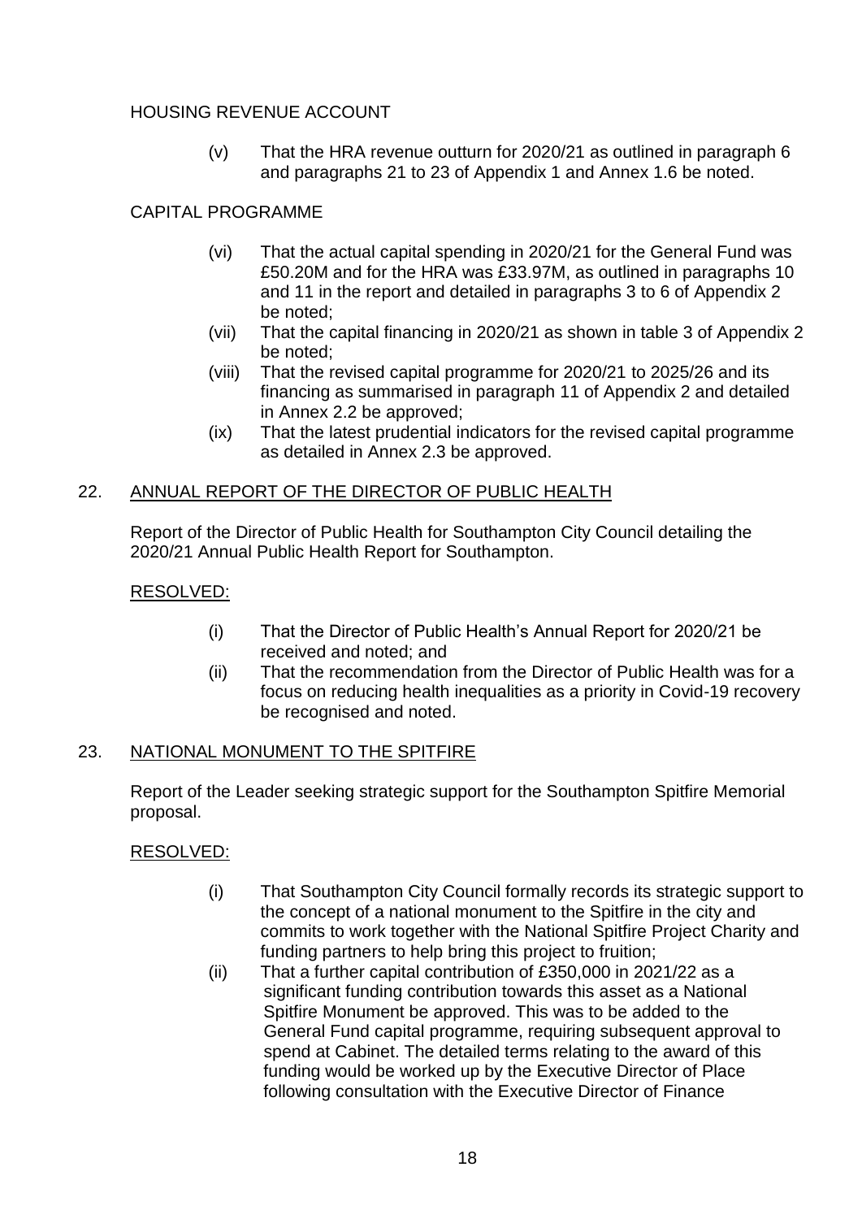HOUSING REVENUE ACCOUNT

(v) That the HRA revenue outturn for 2020/21 as outlined in paragraph 6 and paragraphs 21 to 23 of Appendix 1 and Annex 1.6 be noted.

CAPITAL PROGRAMME

(vi) That the actual capital spending in 2020/21 for the General Fund was £50.20M and for the HRA was £33.97M, as outlined in paragraphs 10 and 11 in the report and detailed in paragraphs 3 to 6 of Appendix 2 be noted;

(vii) That the capital financing in 2020/21 as shown in table 3 of Appendix 2 be noted;

(viii) That the revised capital programme for 2020/21 to 2025/26 and its financing as summarised in paragraph 11 of Appendix 2 and detailed in Annex 2.2 be approved;

(ix) That the latest prudential indicators for the revised capital programme as detailed in Annex 2.3 be approved.

## 22. ANNUAL REPORT OF THE DIRECTOR OF PUBLIC HEALTH

Report of the Director of Public Health for Southampton City Council detailing the 2020/21 Annual Public Health Report for Southampton.

RESOLVED:

(i) That the Director of Public Health's Annual Report for 2020/21 be received and noted; and

(ii) That the recommendation from the Director of Public Health was for a focus on reducing health inequalities as a priority in Covid-19 recovery be recognised and noted.

## 23. NATIONAL MONUMENT TO THE SPITFIRE

Report of the Leader seeking strategic support for the Southampton Spitfire Memorial proposal.

RESOLVED:

(i) That Southampton City Council formally records its strategic support to the concept of a national monument to the Spitfire in the city and commits to work together with the National Spitfire Project Charity and funding partners to help bring this project to fruition;

(ii) That a further capital contribution of £350,000 in 2021/22 as a significant funding contribution towards this asset as a National Spitfire Monument be approved. This was to be added to the General Fund capital programme, requiring subsequent approval to spend at Cabinet. The detailed terms relating to the award of this funding would be worked up by the Executive Director of Place following consultation with the Executive Director of Finance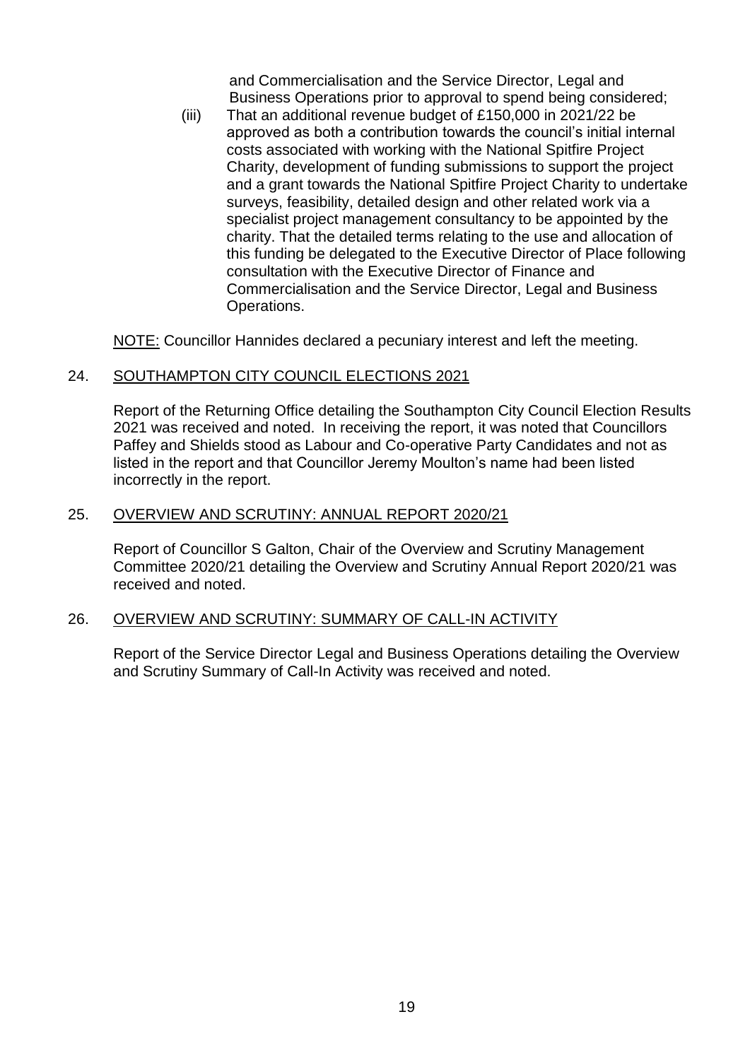and Commercialisation and the Service Director, Legal and Business Operations prior to approval to spend being considered;

(iii) That an additional revenue budget of £150,000 in 2021/22 be approved as both a contribution towards the council's initial internal costs associated with working with the National Spitfire Project Charity, development of funding submissions to support the project and a grant towards the National Spitfire Project Charity to undertake surveys, feasibility, detailed design and other related work via a specialist project management consultancy to be appointed by the charity. That the detailed terms relating to the use and allocation of this funding be delegated to the Executive Director of Place following consultation with the Executive Director of Finance and Commercialisation and the Service Director, Legal and Business Operations.

<u>NOTE:</u> Councillor Hannides declared a pecuniary interest and left the meeting.

## 24. SOUTHAMPTON CITY COUNCIL ELECTIONS 2021

Report of the Returning Office detailing the Southampton City Council Election Results 2021 was received and noted. In receiving the report, it was noted that Councillors Paffey and Shields stood as Labour and Co-operative Party Candidates and not as listed in the report and that Councillor Jeremy Moulton's name had been listed incorrectly in the report.

## 25. OVERVIEW AND SCRUTINY: ANNUAL REPORT 2020/21

Report of Councillor S Galton, Chair of the Overview and Scrutiny Management Committee 2020/21 detailing the Overview and Scrutiny Annual Report 2020/21 was received and noted.

## 26. OVERVIEW AND SCRUTINY: SUMMARY OF CALL-IN ACTIVITY

Report of the Service Director Legal and Business Operations detailing the Overview and Scrutiny Summary of Call-In Activity was received and noted.